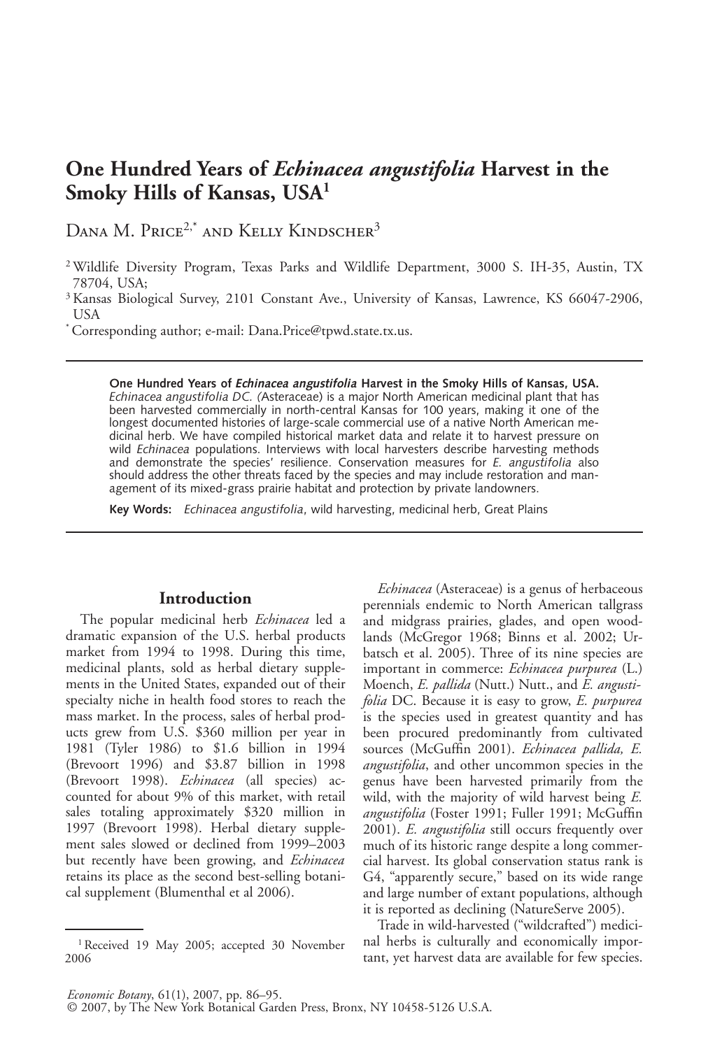# One Hundred Years of *Echinacea angustifolia* Harvest in the Smoky Hills of Kansas, USA[1]

Dana M. Price[2,*] and Kelly Kindscher[3]

[2] Wildlife Diversity Program, Texas Parks and Wildlife Department, 3000 S. IH-35, Austin, TX 78704, USA;

[3] Kansas Biological Survey, 2101 Constant Ave., University of Kansas, Lawrence, KS 66047-2906, USA

[*] Corresponding author; e-mail: Dana.Price@tpwd.state.tx.us.

**One Hundred Years of *Echinacea angustifolia* Harvest in the Smoky Hills of Kansas, USA.** *Echinacea angustifolia DC. (*Asteraceae) is a major North American medicinal plant that has been harvested commercially in north-central Kansas for 100 years, making it one of the longest documented histories of large-scale commercial use of a native North American medicinal herb. We have compiled historical market data and relate it to harvest pressure on wild *Echinacea* populations. Interviews with local harvesters describe harvesting methods and demonstrate the species' resilience. Conservation measures for *E. angustifolia* also should address the other threats faced by the species and may include restoration and management of its mixed-grass prairie habitat and protection by private landowners.

**Key Words:** *Echinacea angustifolia*, wild harvesting, medicinal herb, Great Plains

## Introduction

The popular medicinal herb *Echinacea* led a dramatic expansion of the U.S. herbal products market from 1994 to 1998. During this time, medicinal plants, sold as herbal dietary supplements in the United States, expanded out of their specialty niche in health food stores to reach the mass market. In the process, sales of herbal products grew from U.S. $360 million per year in 1981 (Tyler 1986) to $1.6 billion in 1994 (Brevoort 1996) and $3.87 billion in 1998 (Brevoort 1998). *Echinacea* (all species) accounted for about 9% of this market, with retail sales totaling approximately $320 million in 1997 (Brevoort 1998). Herbal dietary supplement sales slowed or declined from 1999–2003 but recently have been growing, and *Echinacea* retains its place as the second best-selling botanical supplement (Blumenthal et al 2006).

*Echinacea* (Asteraceae) is a genus of herbaceous perennials endemic to North American tallgrass and midgrass prairies, glades, and open woodlands (McGregor 1968; Binns et al. 2002; Urbatsch et al. 2005). Three of its nine species are important in commerce: *Echinacea purpurea* (L.) Moench, *E. pallida* (Nutt.) Nutt., and *E. angustifolia* DC. Because it is easy to grow, *E. purpurea* is the species used in greatest quantity and has been procured predominantly from cultivated sources (McGuffin 2001). *Echinacea pallida, E. angustifolia*, and other uncommon species in the genus have been harvested primarily from the wild, with the majority of wild harvest being *E. angustifolia* (Foster 1991; Fuller 1991; McGuffin 2001). *E. angustifolia* still occurs frequently over much of its historic range despite a long commercial harvest. Its global conservation status rank is G4, "apparently secure," based on its wide range and large number of extant populations, although it is reported as declining (NatureServe 2005).

Trade in wild-harvested ("wildcrafted") medicinal herbs is culturally and economically important, yet harvest data are available for few species.

[1] Received 19 May 2005; accepted 30 November 2006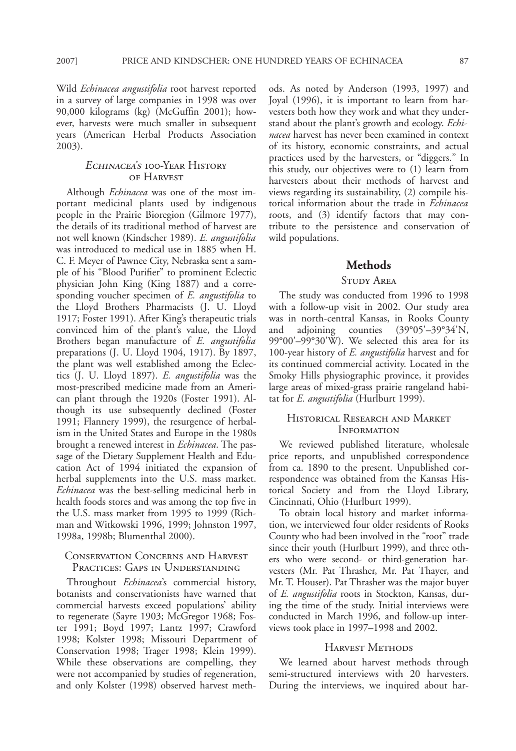Wild *Echinacea angustifolia* root harvest reported in a survey of large companies in 1998 was over 90,000 kilograms (kg) (McGuffin 2001); however, harvests were much smaller in subsequent years (American Herbal Products Association 2003).

### *Echinacea's* 100-Year History of Harvest

Although *Echinacea* was one of the most important medicinal plants used by indigenous people in the Prairie Bioregion (Gilmore 1977), the details of its traditional method of harvest are not well known (Kindscher 1989). *E. angustifolia* was introduced to medical use in 1885 when H. C. F. Meyer of Pawnee City, Nebraska sent a sample of his "Blood Purifier" to prominent Eclectic physician John King (King 1887) and a corresponding voucher specimen of *E. angustifolia* to the Lloyd Brothers Pharmacists (J. U. Lloyd 1917; Foster 1991). After King's therapeutic trials convinced him of the plant's value, the Lloyd Brothers began manufacture of *E. angustifolia* preparations (J. U. Lloyd 1904, 1917). By 1897, the plant was well established among the Eclectics (J. U. Lloyd 1897). *E. angustifolia* was the most-prescribed medicine made from an American plant through the 1920s (Foster 1991). Although its use subsequently declined (Foster 1991; Flannery 1999), the resurgence of herbalism in the United States and Europe in the 1980s brought a renewed interest in *Echinacea*. The passage of the Dietary Supplement Health and Education Act of 1994 initiated the expansion of herbal supplements into the U.S. mass market. *Echinacea* was the best-selling medicinal herb in health foods stores and was among the top five in the U.S. mass market from 1995 to 1999 (Richman and Witkowski 1996, 1999; Johnston 1997, 1998a, 1998b; Blumenthal 2000).

### Conservation Concerns and Harvest Practices: Gaps in Understanding

Throughout *Echinacea*'s commercial history, botanists and conservationists have warned that commercial harvests exceed populations' ability to regenerate (Sayre 1903; McGregor 1968; Foster 1991; Boyd 1997; Lantz 1997; Crawford 1998; Kolster 1998; Missouri Department of Conservation 1998; Trager 1998; Klein 1999). While these observations are compelling, they were not accompanied by studies of regeneration, and only Kolster (1998) observed harvest methods. As noted by Anderson (1993, 1997) and Joyal (1996), it is important to learn from harvesters both how they work and what they understand about the plant's growth and ecology. *Echinacea* harvest has never been examined in context of its history, economic constraints, and actual practices used by the harvesters, or "diggers." In this study, our objectives were to (1) learn from harvesters about their methods of harvest and views regarding its sustainability, (2) compile historical information about the trade in *Echinacea* roots, and (3) identify factors that may contribute to the persistence and conservation of wild populations.

## Methods

### Study Area

The study was conducted from 1996 to 1998 with a follow-up visit in 2002. Our study area was in north-central Kansas, in Rooks County and adjoining counties (39°05'–39°34'N, 99°00'–99°30'W). We selected this area for its 100-year history of *E. angustifolia* harvest and for its continued commercial activity. Located in the Smoky Hills physiographic province, it provides large areas of mixed-grass prairie rangeland habitat for *E. angustifolia* (Hurlburt 1999).

### Historical Research and Market Information

We reviewed published literature, wholesale price reports, and unpublished correspondence from ca. 1890 to the present. Unpublished correspondence was obtained from the Kansas Historical Society and from the Lloyd Library, Cincinnati, Ohio (Hurlburt 1999).

To obtain local history and market information, we interviewed four older residents of Rooks County who had been involved in the "root" trade since their youth (Hurlburt 1999), and three others who were second- or third-generation harvesters (Mr. Pat Thrasher, Mr. Pat Thayer, and Mr. T. Houser). Pat Thrasher was the major buyer of *E. angustifolia* roots in Stockton, Kansas, during the time of the study. Initial interviews were conducted in March 1996, and follow-up interviews took place in 1997–1998 and 2002.

### Harvest Methods

We learned about harvest methods through semi-structured interviews with 20 harvesters. During the interviews, we inquired about har-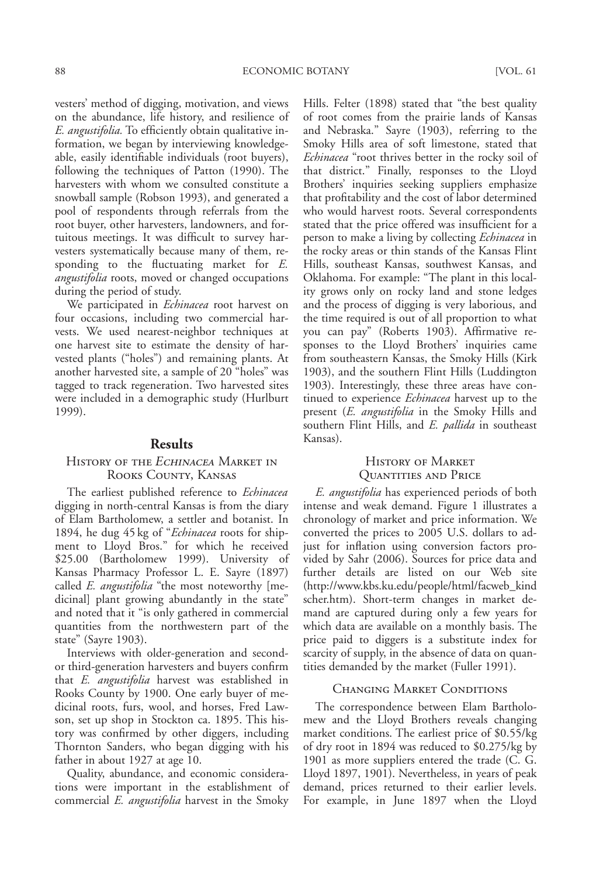vesters' method of digging, motivation, and views on the abundance, life history, and resilience of *E. angustifolia.* To efficiently obtain qualitative information, we began by interviewing knowledgeable, easily identifiable individuals (root buyers), following the techniques of Patton (1990). The harvesters with whom we consulted constitute a snowball sample (Robson 1993), and generated a pool of respondents through referrals from the root buyer, other harvesters, landowners, and fortuitous meetings. It was difficult to survey harvesters systematically because many of them, responding to the fluctuating market for *E. angustifolia* roots, moved or changed occupations during the period of study.

We participated in *Echinacea* root harvest on four occasions, including two commercial harvests. We used nearest-neighbor techniques at one harvest site to estimate the density of harvested plants ("holes") and remaining plants. At another harvested site, a sample of 20 "holes" was tagged to track regeneration. Two harvested sites were included in a demographic study (Hurlburt 1999).

## Results

### History of the *Echinacea* Market in Rooks County, Kansas

The earliest published reference to *Echinacea* digging in north-central Kansas is from the diary of Elam Bartholomew, a settler and botanist. In 1894, he dug 45 kg of "*Echinacea* roots for shipment to Lloyd Bros." for which he received $25.00 (Bartholomew 1999). University of Kansas Pharmacy Professor L. E. Sayre (1897) called *E. angustifolia* "the most noteworthy [medicinal] plant growing abundantly in the state" and noted that it "is only gathered in commercial quantities from the northwestern part of the state" (Sayre 1903).

Interviews with older-generation and second- or third-generation harvesters and buyers confirm that *E. angustifolia* harvest was established in Rooks County by 1900. One early buyer of medicinal roots, furs, wool, and horses, Fred Lawson, set up shop in Stockton ca. 1895. This history was confirmed by other diggers, including Thornton Sanders, who began digging with his father in about 1927 at age 10.

Quality, abundance, and economic considerations were important in the establishment of commercial *E. angustifolia* harvest in the Smoky Hills. Felter (1898) stated that "the best quality of root comes from the prairie lands of Kansas and Nebraska." Sayre (1903), referring to the Smoky Hills area of soft limestone, stated that *Echinacea* "root thrives better in the rocky soil of that district." Finally, responses to the Lloyd Brothers' inquiries seeking suppliers emphasize that profitability and the cost of labor determined who would harvest roots. Several correspondents stated that the price offered was insufficient for a person to make a living by collecting *Echinacea* in the rocky areas or thin stands of the Kansas Flint Hills, southeast Kansas, southwest Kansas, and Oklahoma. For example: "The plant in this locality grows only on rocky land and stone ledges and the process of digging is very laborious, and the time required is out of all proportion to what you can pay" (Roberts 1903). Affirmative responses to the Lloyd Brothers' inquiries came from southeastern Kansas, the Smoky Hills (Kirk 1903), and the southern Flint Hills (Luddington 1903). Interestingly, these three areas have continued to experience *Echinacea* harvest up to the present (*E. angustifolia* in the Smoky Hills and southern Flint Hills, and *E. pallida* in southeast Kansas).

### History of Market Quantities and Price

*E. angustifolia* has experienced periods of both intense and weak demand. Figure 1 illustrates a chronology of market and price information. We converted the prices to 2005 U.S. dollars to adjust for inflation using conversion factors provided by Sahr (2006). Sources for price data and further details are listed on our Web site (http://www.kbs.ku.edu/people/html/facweb_kindscher.htm). Short-term changes in market demand are captured during only a few years for which data are available on a monthly basis. The price paid to diggers is a substitute index for scarcity of supply, in the absence of data on quantities demanded by the market (Fuller 1991).

### Changing Market Conditions

The correspondence between Elam Bartholomew and the Lloyd Brothers reveals changing market conditions. The earliest price of $0.55/kg of dry root in 1894 was reduced to $0.275/kg by 1901 as more suppliers entered the trade (C. G. Lloyd 1897, 1901). Nevertheless, in years of peak demand, prices returned to their earlier levels. For example, in June 1897 when the Lloyd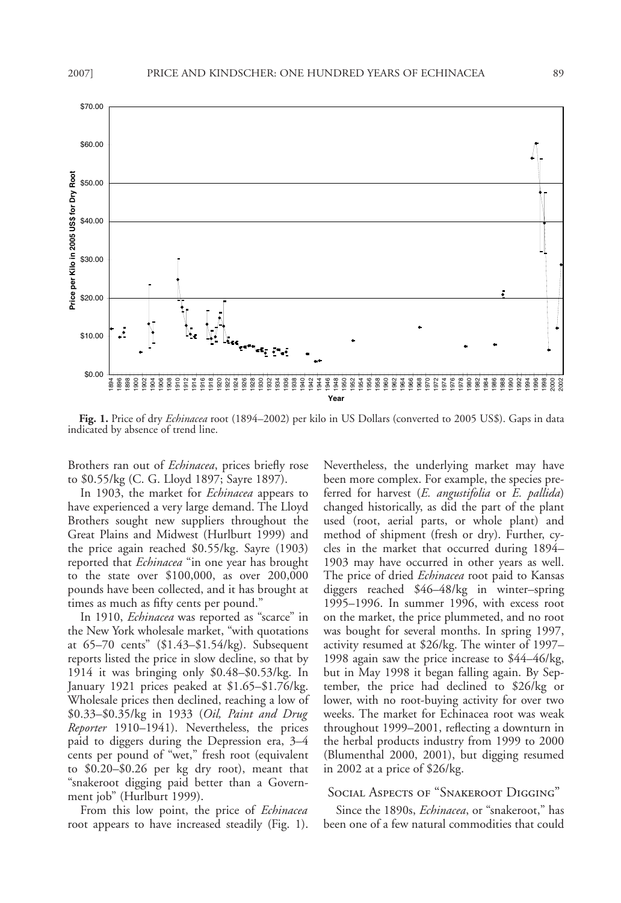**Fig. 1.** Price of dry *Echinacea* root (1894–2002) per kilo in US Dollars (converted to 2005 US$). Gaps in data indicated by absence of trend line.

Brothers ran out of *Echinacea*, prices briefly rose to $0.55/kg (C. G. Lloyd 1897; Sayre 1897).

In 1903, the market for *Echinacea* appears to have experienced a very large demand. The Lloyd Brothers sought new suppliers throughout the Great Plains and Midwest (Hurlburt 1999) and the price again reached $0.55/kg. Sayre (1903) reported that *Echinacea* "in one year has brought to the state over $100,000, as over 200,000 pounds have been collected, and it has brought at times as much as fifty cents per pound."

In 1910, *Echinacea* was reported as "scarce" in the New York wholesale market, "with quotations at 65–70 cents" ($1.43–$1.54/kg). Subsequent reports listed the price in slow decline, so that by 1914 it was bringing only $0.48–$0.53/kg. In January 1921 prices peaked at $1.65–$1.76/kg. Wholesale prices then declined, reaching a low of $0.33–$0.35/kg in 1933 (*Oil, Paint and Drug Reporter* 1910–1941). Nevertheless, the prices paid to diggers during the Depression era, 3–4 cents per pound of "wet," fresh root (equivalent to $0.20–$0.26 per kg dry root), meant that "snakeroot digging paid better than a Government job" (Hurlburt 1999).

From this low point, the price of *Echinacea* root appears to have increased steadily (Fig. 1). Nevertheless, the underlying market may have been more complex. For example, the species preferred for harvest (*E. angustifolia* or *E. pallida*) changed historically, as did the part of the plant used (root, aerial parts, or whole plant) and method of shipment (fresh or dry). Further, cycles in the market that occurred during 1894–1903 may have occurred in other years as well. The price of dried *Echinacea* root paid to Kansas diggers reached $46–48/kg in winter–spring 1995–1996. In summer 1996, with excess root on the market, the price plummeted, and no root was bought for several months. In spring 1997, activity resumed at $26/kg. The winter of 1997–1998 again saw the price increase to $44–46/kg, but in May 1998 it began falling again. By September, the price had declined to $26/kg or lower, with no root-buying activity for over two weeks. The market for Echinacea root was weak throughout 1999–2001, reflecting a downturn in the herbal products industry from 1999 to 2000 (Blumenthal 2000, 2001), but digging resumed in 2002 at a price of $26/kg.

## Social Aspects of "Snakeroot Digging"

Since the 1890s, *Echinacea*, or "snakeroot," has been one of a few natural commodities that could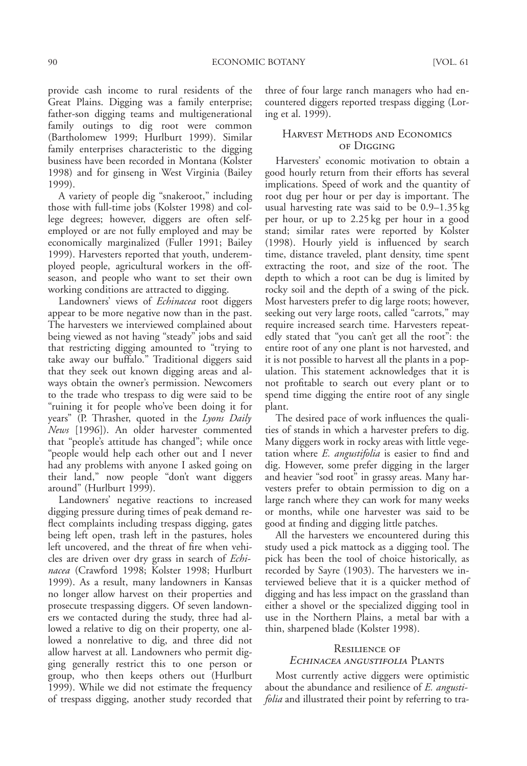provide cash income to rural residents of the Great Plains. Digging was a family enterprise; father-son digging teams and multigenerational family outings to dig root were common (Bartholomew 1999; Hurlburt 1999). Similar family enterprises characteristic to the digging business have been recorded in Montana (Kolster 1998) and for ginseng in West Virginia (Bailey 1999).

A variety of people dig "snakeroot," including those with full-time jobs (Kolster 1998) and college degrees; however, diggers are often self-employed or are not fully employed and may be economically marginalized (Fuller 1991; Bailey 1999). Harvesters reported that youth, underemployed people, agricultural workers in the off-season, and people who want to set their own working conditions are attracted to digging.

Landowners' views of *Echinacea* root diggers appear to be more negative now than in the past. The harvesters we interviewed complained about being viewed as not having "steady" jobs and said that restricting digging amounted to "trying to take away our buffalo." Traditional diggers said that they seek out known digging areas and always obtain the owner's permission. Newcomers to the trade who trespass to dig were said to be "ruining it for people who've been doing it for years" (P. Thrasher, quoted in the *Lyons Daily News* [1996]). An older harvester commented that "people's attitude has changed"; while once "people would help each other out and I never had any problems with anyone I asked going on their land," now people "don't want diggers around" (Hurlburt 1999).

Landowners' negative reactions to increased digging pressure during times of peak demand reflect complaints including trespass digging, gates being left open, trash left in the pastures, holes left uncovered, and the threat of fire when vehicles are driven over dry grass in search of *Echinacea* (Crawford 1998; Kolster 1998; Hurlburt 1999). As a result, many landowners in Kansas no longer allow harvest on their properties and prosecute trespassing diggers. Of seven landowners we contacted during the study, three had allowed a relative to dig on their property, one allowed a nonrelative to dig, and three did not allow harvest at all. Landowners who permit digging generally restrict this to one person or group, who then keeps others out (Hurlburt 1999). While we did not estimate the frequency of trespass digging, another study recorded that three of four large ranch managers who had encountered diggers reported trespass digging (Loring et al. 1999).

## Harvest Methods and Economics of Digging

Harvesters' economic motivation to obtain a good hourly return from their efforts has several implications. Speed of work and the quantity of root dug per hour or per day is important. The usual harvesting rate was said to be 0.9–1.35 kg per hour, or up to 2.25 kg per hour in a good stand; similar rates were reported by Kolster (1998). Hourly yield is influenced by search time, distance traveled, plant density, time spent extracting the root, and size of the root. The depth to which a root can be dug is limited by rocky soil and the depth of a swing of the pick. Most harvesters prefer to dig large roots; however, seeking out very large roots, called "carrots," may require increased search time. Harvesters repeatedly stated that "you can't get all the root": the entire root of any one plant is not harvested, and it is not possible to harvest all the plants in a population. This statement acknowledges that it is not profitable to search out every plant or to spend time digging the entire root of any single plant.

The desired pace of work influences the qualities of stands in which a harvester prefers to dig. Many diggers work in rocky areas with little vegetation where *E. angustifolia* is easier to find and dig. However, some prefer digging in the larger and heavier "sod root" in grassy areas. Many harvesters prefer to obtain permission to dig on a large ranch where they can work for many weeks or months, while one harvester was said to be good at finding and digging little patches.

All the harvesters we encountered during this study used a pick mattock as a digging tool. The pick has been the tool of choice historically, as recorded by Sayre (1903). The harvesters we interviewed believe that it is a quicker method of digging and has less impact on the grassland than either a shovel or the specialized digging tool in use in the Northern Plains, a metal bar with a thin, sharpened blade (Kolster 1998).

## Resilience of *Echinacea angustifolia* Plants

Most currently active diggers were optimistic about the abundance and resilience of *E. angustifolia* and illustrated their point by referring to tra-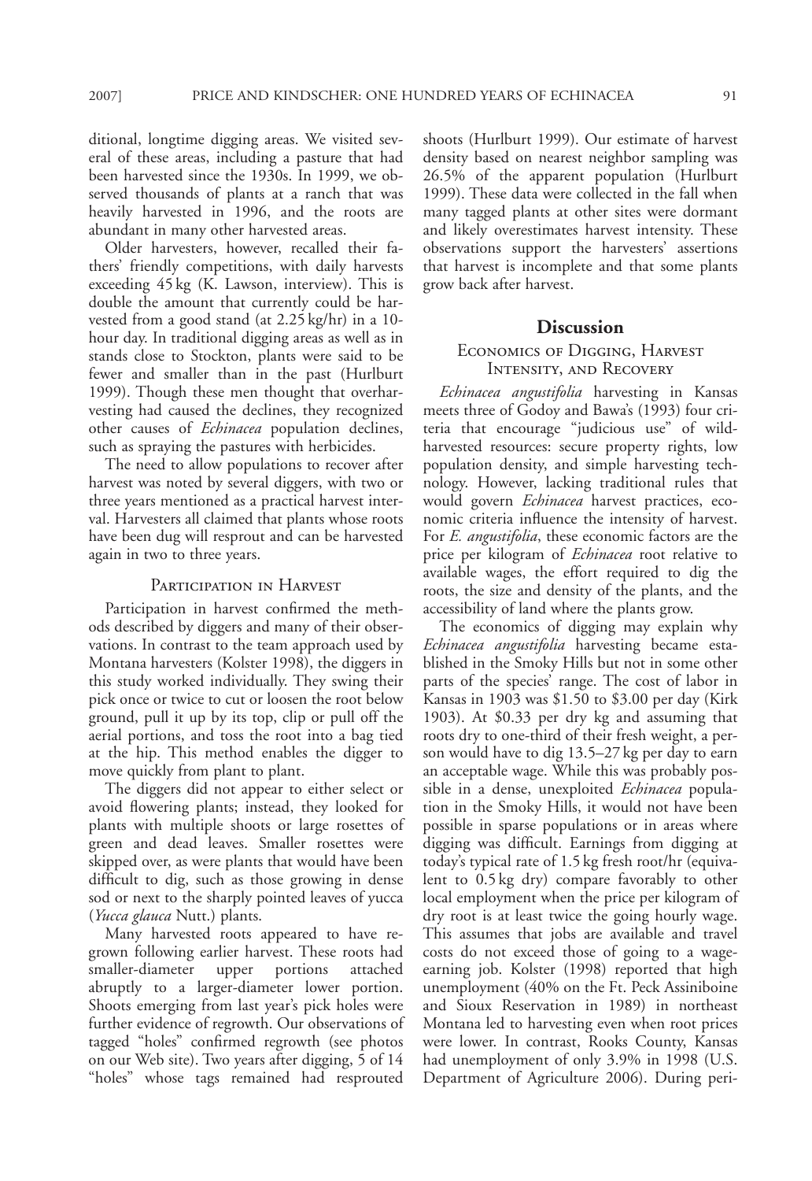ditional, longtime digging areas. We visited several of these areas, including a pasture that had been harvested since the 1930s. In 1999, we observed thousands of plants at a ranch that was heavily harvested in 1996, and the roots are abundant in many other harvested areas.

Older harvesters, however, recalled their fathers' friendly competitions, with daily harvests exceeding 45 kg (K. Lawson, interview). This is double the amount that currently could be harvested from a good stand (at 2.25 kg/hr) in a 10-hour day. In traditional digging areas as well as in stands close to Stockton, plants were said to be fewer and smaller than in the past (Hurlburt 1999). Though these men thought that overharvesting had caused the declines, they recognized other causes of *Echinacea* population declines, such as spraying the pastures with herbicides.

The need to allow populations to recover after harvest was noted by several diggers, with two or three years mentioned as a practical harvest interval. Harvesters all claimed that plants whose roots have been dug will resprout and can be harvested again in two to three years.

### Participation in Harvest

Participation in harvest confirmed the methods described by diggers and many of their observations. In contrast to the team approach used by Montana harvesters (Kolster 1998), the diggers in this study worked individually. They swing their pick once or twice to cut or loosen the root below ground, pull it up by its top, clip or pull off the aerial portions, and toss the root into a bag tied at the hip. This method enables the digger to move quickly from plant to plant.

The diggers did not appear to either select or avoid flowering plants; instead, they looked for plants with multiple shoots or large rosettes of green and dead leaves. Smaller rosettes were skipped over, as were plants that would have been difficult to dig, such as those growing in dense sod or next to the sharply pointed leaves of yucca (*Yucca glauca* Nutt.) plants.

Many harvested roots appeared to have regrown following earlier harvest. These roots had smaller-diameter upper portions attached abruptly to a larger-diameter lower portion. Shoots emerging from last year's pick holes were further evidence of regrowth. Our observations of tagged "holes" confirmed regrowth (see photos on our Web site). Two years after digging, 5 of 14 "holes" whose tags remained had resprouted shoots (Hurlburt 1999). Our estimate of harvest density based on nearest neighbor sampling was 26.5% of the apparent population (Hurlburt 1999). These data were collected in the fall when many tagged plants at other sites were dormant and likely overestimates harvest intensity. These observations support the harvesters' assertions that harvest is incomplete and that some plants grow back after harvest.

## Discussion

### Economics of Digging, Harvest Intensity, and Recovery

*Echinacea angustifolia* harvesting in Kansas meets three of Godoy and Bawa's (1993) four criteria that encourage "judicious use" of wild-harvested resources: secure property rights, low population density, and simple harvesting technology. However, lacking traditional rules that would govern *Echinacea* harvest practices, economic criteria influence the intensity of harvest. For *E. angustifolia*, these economic factors are the price per kilogram of *Echinacea* root relative to available wages, the effort required to dig the roots, the size and density of the plants, and the accessibility of land where the plants grow.

The economics of digging may explain why *Echinacea angustifolia* harvesting became established in the Smoky Hills but not in some other parts of the species' range. The cost of labor in Kansas in 1903 was \$1.50 to \$3.00 per day (Kirk 1903). At \$0.33 per dry kg and assuming that roots dry to one-third of their fresh weight, a person would have to dig 13.5–27 kg per day to earn an acceptable wage. While this was probably possible in a dense, unexploited *Echinacea* population in the Smoky Hills, it would not have been possible in sparse populations or in areas where digging was difficult. Earnings from digging at today's typical rate of 1.5 kg fresh root/hr (equivalent to 0.5 kg dry) compare favorably to other local employment when the price per kilogram of dry root is at least twice the going hourly wage. This assumes that jobs are available and travel costs do not exceed those of going to a wage-earning job. Kolster (1998) reported that high unemployment (40% on the Ft. Peck Assiniboine and Sioux Reservation in 1989) in northeast Montana led to harvesting even when root prices were lower. In contrast, Rooks County, Kansas had unemployment of only 3.9% in 1998 (U.S. Department of Agriculture 2006). During peri-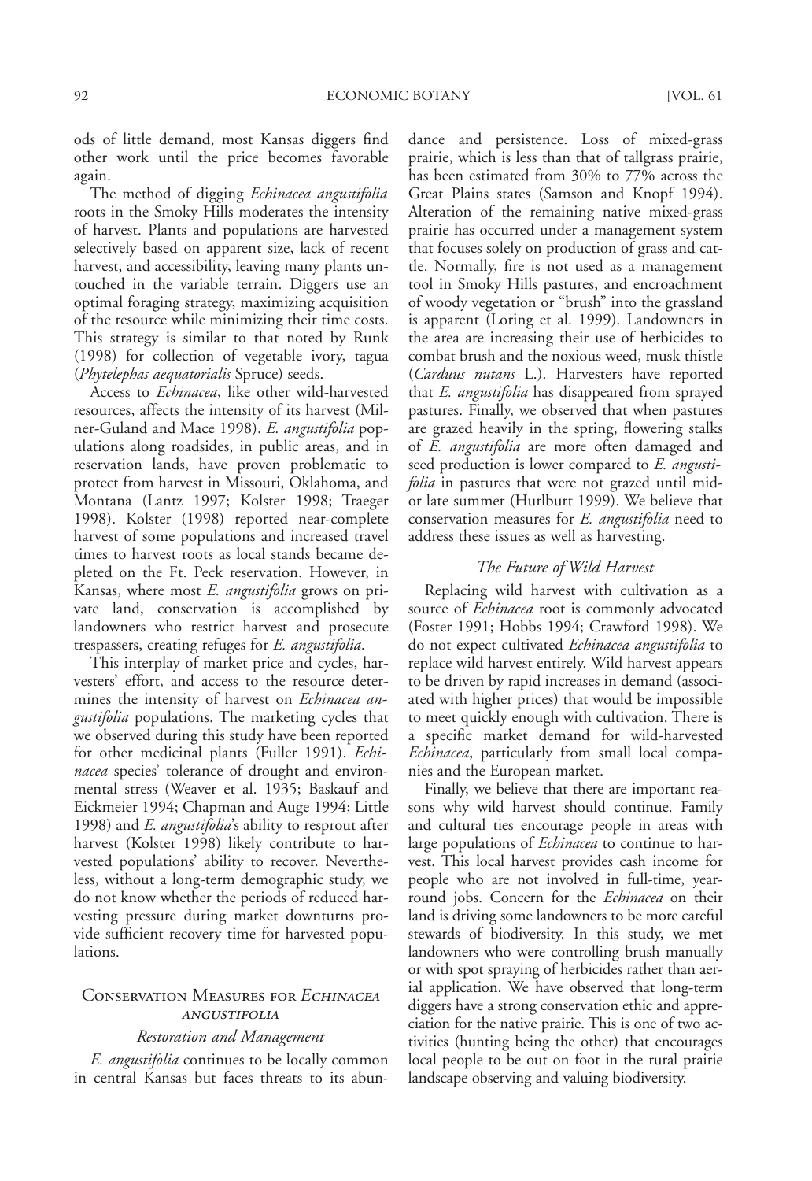ods of little demand, most Kansas diggers find other work until the price becomes favorable again.

The method of digging *Echinacea angustifolia* roots in the Smoky Hills moderates the intensity of harvest. Plants and populations are harvested selectively based on apparent size, lack of recent harvest, and accessibility, leaving many plants untouched in the variable terrain. Diggers use an optimal foraging strategy, maximizing acquisition of the resource while minimizing their time costs. This strategy is similar to that noted by Runk (1998) for collection of vegetable ivory, tagua (*Phytelephas aequatorialis* Spruce) seeds.

Access to *Echinacea*, like other wild-harvested resources, affects the intensity of its harvest (Milner-Guland and Mace 1998). *E. angustifolia* populations along roadsides, in public areas, and in reservation lands, have proven problematic to protect from harvest in Missouri, Oklahoma, and Montana (Lantz 1997; Kolster 1998; Traeger 1998). Kolster (1998) reported near-complete harvest of some populations and increased travel times to harvest roots as local stands became depleted on the Ft. Peck reservation. However, in Kansas, where most *E. angustifolia* grows on private land, conservation is accomplished by landowners who restrict harvest and prosecute trespassers, creating refuges for *E. angustifolia*.

This interplay of market price and cycles, harvesters' effort, and access to the resource determines the intensity of harvest on *Echinacea angustifolia* populations. The marketing cycles that we observed during this study have been reported for other medicinal plants (Fuller 1991). *Echinacea* species' tolerance of drought and environmental stress (Weaver et al. 1935; Baskauf and Eickmeier 1994; Chapman and Auge 1994; Little 1998) and *E. angustifolia*'s ability to resprout after harvest (Kolster 1998) likely contribute to harvested populations' ability to recover. Nevertheless, without a long-term demographic study, we do not know whether the periods of reduced harvesting pressure during market downturns provide sufficient recovery time for harvested populations.

## Conservation Measures for *Echinacea angustifolia*

### *Restoration and Management*

*E. angustifolia* continues to be locally common in central Kansas but faces threats to its abundance and persistence. Loss of mixed-grass prairie, which is less than that of tallgrass prairie, has been estimated from 30% to 77% across the Great Plains states (Samson and Knopf 1994). Alteration of the remaining native mixed-grass prairie has occurred under a management system that focuses solely on production of grass and cattle. Normally, fire is not used as a management tool in Smoky Hills pastures, and encroachment of woody vegetation or "brush" into the grassland is apparent (Loring et al. 1999). Landowners in the area are increasing their use of herbicides to combat brush and the noxious weed, musk thistle (*Carduus nutans* L.). Harvesters have reported that *E. angustifolia* has disappeared from sprayed pastures. Finally, we observed that when pastures are grazed heavily in the spring, flowering stalks of *E. angustifolia* are more often damaged and seed production is lower compared to *E. angustifolia* in pastures that were not grazed until mid- or late summer (Hurlburt 1999). We believe that conservation measures for *E. angustifolia* need to address these issues as well as harvesting.

### *The Future of Wild Harvest*

Replacing wild harvest with cultivation as a source of *Echinacea* root is commonly advocated (Foster 1991; Hobbs 1994; Crawford 1998). We do not expect cultivated *Echinacea angustifolia* to replace wild harvest entirely. Wild harvest appears to be driven by rapid increases in demand (associated with higher prices) that would be impossible to meet quickly enough with cultivation. There is a specific market demand for wild-harvested *Echinacea*, particularly from small local companies and the European market.

Finally, we believe that there are important reasons why wild harvest should continue. Family and cultural ties encourage people in areas with large populations of *Echinacea* to continue to harvest. This local harvest provides cash income for people who are not involved in full-time, year-round jobs. Concern for the *Echinacea* on their land is driving some landowners to be more careful stewards of biodiversity. In this study, we met landowners who were controlling brush manually or with spot spraying of herbicides rather than aerial application. We have observed that long-term diggers have a strong conservation ethic and appreciation for the native prairie. This is one of two activities (hunting being the other) that encourages local people to be out on foot in the rural prairie landscape observing and valuing biodiversity.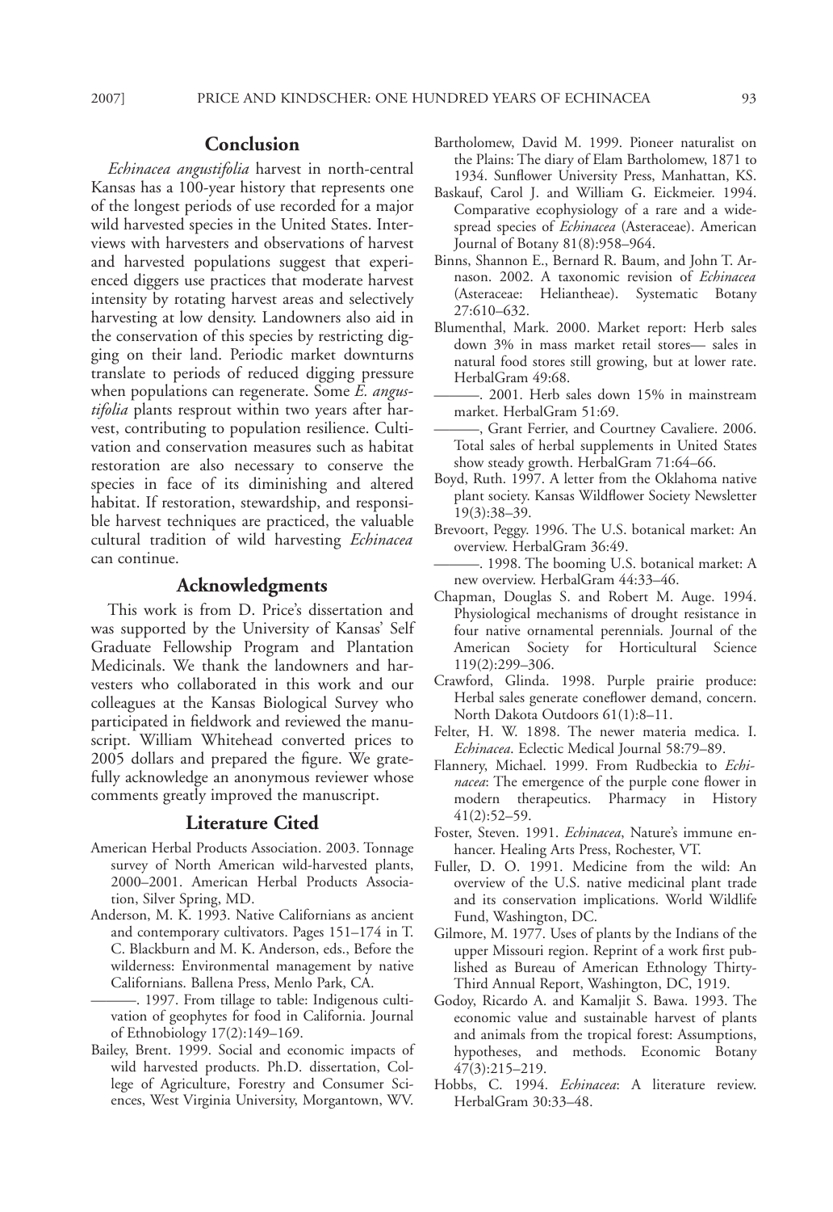## Conclusion

*Echinacea angustifolia* harvest in north-central Kansas has a 100-year history that represents one of the longest periods of use recorded for a major wild harvested species in the United States. Interviews with harvesters and observations of harvest and harvested populations suggest that experienced diggers use practices that moderate harvest intensity by rotating harvest areas and selectively harvesting at low density. Landowners also aid in the conservation of this species by restricting digging on their land. Periodic market downturns translate to periods of reduced digging pressure when populations can regenerate. Some *E. angustifolia* plants resprout within two years after harvest, contributing to population resilience. Cultivation and conservation measures such as habitat restoration are also necessary to conserve the species in face of its diminishing and altered habitat. If restoration, stewardship, and responsible harvest techniques are practiced, the valuable cultural tradition of wild harvesting *Echinacea* can continue.

## Acknowledgments

This work is from D. Price's dissertation and was supported by the University of Kansas' Self Graduate Fellowship Program and Plantation Medicinals. We thank the landowners and harvesters who collaborated in this work and our colleagues at the Kansas Biological Survey who participated in fieldwork and reviewed the manuscript. William Whitehead converted prices to 2005 dollars and prepared the figure. We gratefully acknowledge an anonymous reviewer whose comments greatly improved the manuscript.

## Literature Cited

American Herbal Products Association. 2003. Tonnage survey of North American wild-harvested plants, 2000–2001. American Herbal Products Association, Silver Spring, MD.

Anderson, M. K. 1993. Native Californians as ancient and contemporary cultivators. Pages 151–174 in T. C. Blackburn and M. K. Anderson, eds., Before the wilderness: Environmental management by native Californians. Ballena Press, Menlo Park, CA.

———. 1997. From tillage to table: Indigenous cultivation of geophytes for food in California. Journal of Ethnobiology 17(2):149–169.

Bailey, Brent. 1999. Social and economic impacts of wild harvested products. Ph.D. dissertation, College of Agriculture, Forestry and Consumer Sciences, West Virginia University, Morgantown, WV.

Bartholomew, David M. 1999. Pioneer naturalist on the Plains: The diary of Elam Bartholomew, 1871 to 1934. Sunflower University Press, Manhattan, KS.

Baskauf, Carol J. and William G. Eickmeier. 1994. Comparative ecophysiology of a rare and a widespread species of *Echinacea* (Asteraceae). American Journal of Botany 81(8):958–964.

Binns, Shannon E., Bernard R. Baum, and John T. Arnason. 2002. A taxonomic revision of *Echinacea* (Asteraceae: Heliantheae). Systematic Botany 27:610–632.

Blumenthal, Mark. 2000. Market report: Herb sales down 3% in mass market retail stores— sales in natural food stores still growing, but at lower rate. HerbalGram 49:68.

———. 2001. Herb sales down 15% in mainstream market. HerbalGram 51:69.

———, Grant Ferrier, and Courtney Cavaliere. 2006. Total sales of herbal supplements in United States show steady growth. HerbalGram 71:64–66.

Boyd, Ruth. 1997. A letter from the Oklahoma native plant society. Kansas Wildflower Society Newsletter 19(3):38–39.

Brevoort, Peggy. 1996. The U.S. botanical market: An overview. HerbalGram 36:49.

———. 1998. The booming U.S. botanical market: A new overview. HerbalGram 44:33–46.

Chapman, Douglas S. and Robert M. Auge. 1994. Physiological mechanisms of drought resistance in four native ornamental perennials. Journal of the American Society for Horticultural Science 119(2):299–306.

Crawford, Glinda. 1998. Purple prairie produce: Herbal sales generate coneflower demand, concern. North Dakota Outdoors 61(1):8–11.

Felter, H. W. 1898. The newer materia medica. I. *Echinacea*. Eclectic Medical Journal 58:79–89.

Flannery, Michael. 1999. From Rudbeckia to *Echinacea*: The emergence of the purple cone flower in modern therapeutics. Pharmacy in History 41(2):52–59.

Foster, Steven. 1991. *Echinacea*, Nature's immune enhancer. Healing Arts Press, Rochester, VT.

Fuller, D. O. 1991. Medicine from the wild: An overview of the U.S. native medicinal plant trade and its conservation implications. World Wildlife Fund, Washington, DC.

Gilmore, M. 1977. Uses of plants by the Indians of the upper Missouri region. Reprint of a work first published as Bureau of American Ethnology Thirty-Third Annual Report, Washington, DC, 1919.

Godoy, Ricardo A. and Kamaljit S. Bawa. 1993. The economic value and sustainable harvest of plants and animals from the tropical forest: Assumptions, hypotheses, and methods. Economic Botany 47(3):215–219.

Hobbs, C. 1994. *Echinacea*: A literature review. HerbalGram 30:33–48.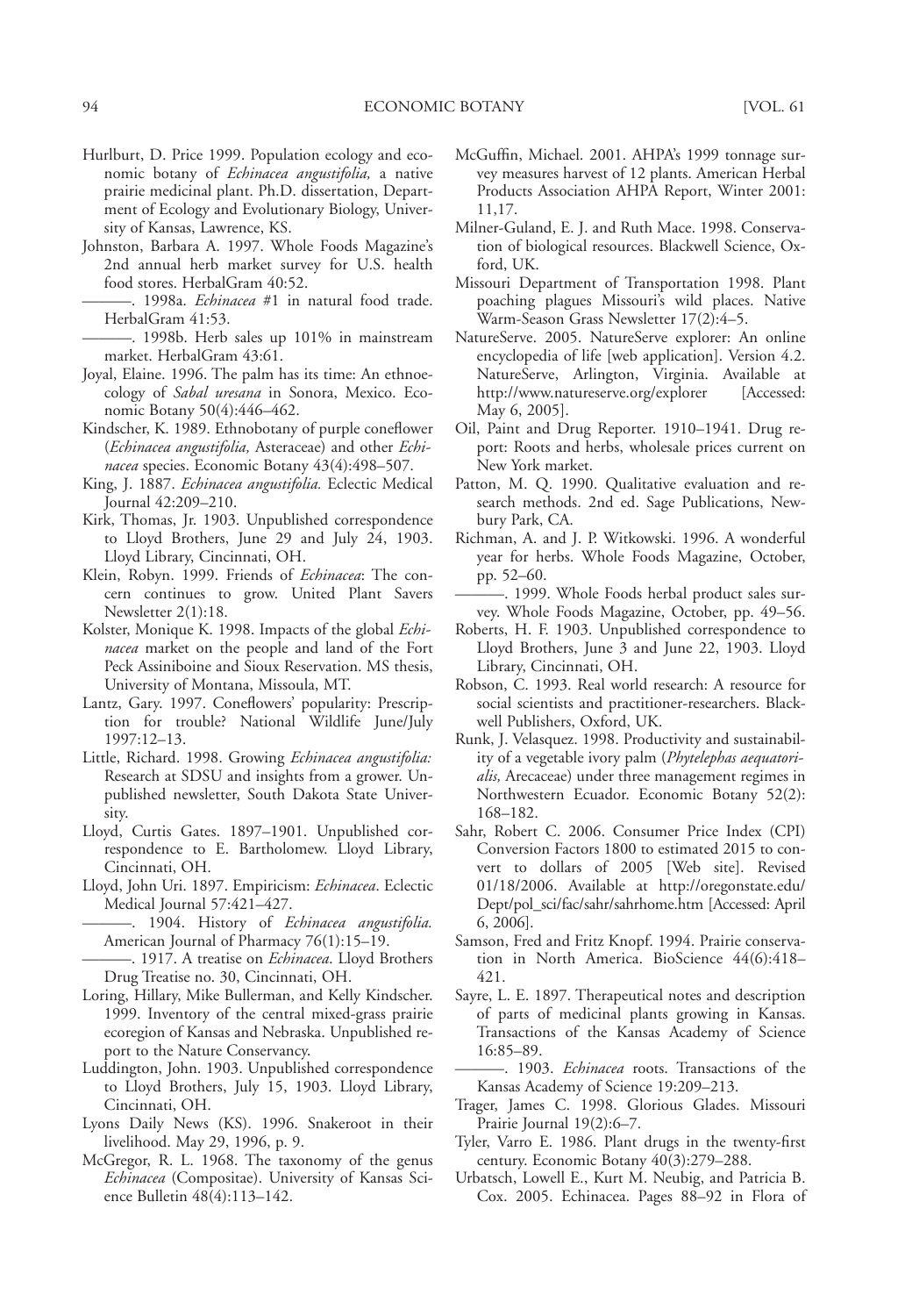Hurlburt, D. Price 1999. Population ecology and economic botany of *Echinacea angustifolia,* a native prairie medicinal plant. Ph.D. dissertation, Department of Ecology and Evolutionary Biology, University of Kansas, Lawrence, KS.

Johnston, Barbara A. 1997. Whole Foods Magazine's 2nd annual herb market survey for U.S. health food stores. HerbalGram 40:52.

———. 1998a. *Echinacea* #1 in natural food trade. HerbalGram 41:53.

———. 1998b. Herb sales up 101% in mainstream market. HerbalGram 43:61.

Joyal, Elaine. 1996. The palm has its time: An ethnoecology of *Sabal uresana* in Sonora, Mexico. Economic Botany 50(4):446–462.

Kindscher, K. 1989. Ethnobotany of purple coneflower (*Echinacea angustifolia,* Asteraceae) and other *Echinacea* species. Economic Botany 43(4):498–507.

King, J. 1887. *Echinacea angustifolia.* Eclectic Medical Journal 42:209–210.

Kirk, Thomas, Jr. 1903. Unpublished correspondence to Lloyd Brothers, June 29 and July 24, 1903. Lloyd Library, Cincinnati, OH.

Klein, Robyn. 1999. Friends of *Echinacea*: The concern continues to grow. United Plant Savers Newsletter 2(1):18.

Kolster, Monique K. 1998. Impacts of the global *Echinacea* market on the people and land of the Fort Peck Assiniboine and Sioux Reservation. MS thesis, University of Montana, Missoula, MT.

Lantz, Gary. 1997. Coneflowers' popularity: Prescription for trouble? National Wildlife June/July 1997:12–13.

Little, Richard. 1998. Growing *Echinacea angustifolia:* Research at SDSU and insights from a grower. Unpublished newsletter, South Dakota State University.

Lloyd, Curtis Gates. 1897–1901. Unpublished correspondence to E. Bartholomew. Lloyd Library, Cincinnati, OH.

Lloyd, John Uri. 1897. Empiricism: *Echinacea*. Eclectic Medical Journal 57:421–427.

———. 1904. History of *Echinacea angustifolia.* American Journal of Pharmacy 76(1):15–19.

———. 1917. A treatise on *Echinacea*. Lloyd Brothers Drug Treatise no. 30, Cincinnati, OH.

Loring, Hillary, Mike Bullerman, and Kelly Kindscher. 1999. Inventory of the central mixed-grass prairie ecoregion of Kansas and Nebraska. Unpublished report to the Nature Conservancy.

Luddington, John. 1903. Unpublished correspondence to Lloyd Brothers, July 15, 1903. Lloyd Library, Cincinnati, OH.

Lyons Daily News (KS). 1996. Snakeroot in their livelihood. May 29, 1996, p. 9.

McGregor, R. L. 1968. The taxonomy of the genus *Echinacea* (Compositae). University of Kansas Science Bulletin 48(4):113–142.

McGuffin, Michael. 2001. AHPA's 1999 tonnage survey measures harvest of 12 plants. American Herbal Products Association AHPA Report, Winter 2001: 11,17.

Milner-Guland, E. J. and Ruth Mace. 1998. Conservation of biological resources. Blackwell Science, Oxford, UK.

Missouri Department of Transportation 1998. Plant poaching plagues Missouri's wild places. Native Warm-Season Grass Newsletter 17(2):4–5.

NatureServe. 2005. NatureServe explorer: An online encyclopedia of life [web application]. Version 4.2. NatureServe, Arlington, Virginia. Available at http://www.natureserve.org/explorer [Accessed: May 6, 2005].

Oil, Paint and Drug Reporter. 1910–1941. Drug report: Roots and herbs, wholesale prices current on New York market.

Patton, M. Q. 1990. Qualitative evaluation and research methods. 2nd ed. Sage Publications, Newbury Park, CA.

Richman, A. and J. P. Witkowski. 1996. A wonderful year for herbs. Whole Foods Magazine, October, pp. 52–60.

———. 1999. Whole Foods herbal product sales survey. Whole Foods Magazine, October, pp. 49–56.

Roberts, H. F. 1903. Unpublished correspondence to Lloyd Brothers, June 3 and June 22, 1903. Lloyd Library, Cincinnati, OH.

Robson, C. 1993. Real world research: A resource for social scientists and practitioner-researchers. Blackwell Publishers, Oxford, UK.

Runk, J. Velasquez. 1998. Productivity and sustainability of a vegetable ivory palm (*Phytelephas aequatorialis,* Arecaceae) under three management regimes in Northwestern Ecuador. Economic Botany 52(2): 168–182.

Sahr, Robert C. 2006. Consumer Price Index (CPI) Conversion Factors 1800 to estimated 2015 to convert to dollars of 2005 [Web site]. Revised 01/18/2006. Available at http://oregonstate.edu/Dept/pol_sci/fac/sahr/sahrhome.htm [Accessed: April 6, 2006].

Samson, Fred and Fritz Knopf. 1994. Prairie conservation in North America. BioScience 44(6):418–421.

Sayre, L. E. 1897. Therapeutical notes and description of parts of medicinal plants growing in Kansas. Transactions of the Kansas Academy of Science 16:85–89.

———. 1903. *Echinacea* roots. Transactions of the Kansas Academy of Science 19:209–213.

Trager, James C. 1998. Glorious Glades. Missouri Prairie Journal 19(2):6–7.

Tyler, Varro E. 1986. Plant drugs in the twenty-first century. Economic Botany 40(3):279–288.

Urbatsch, Lowell E., Kurt M. Neubig, and Patricia B. Cox. 2005. Echinacea. Pages 88–92 in Flora of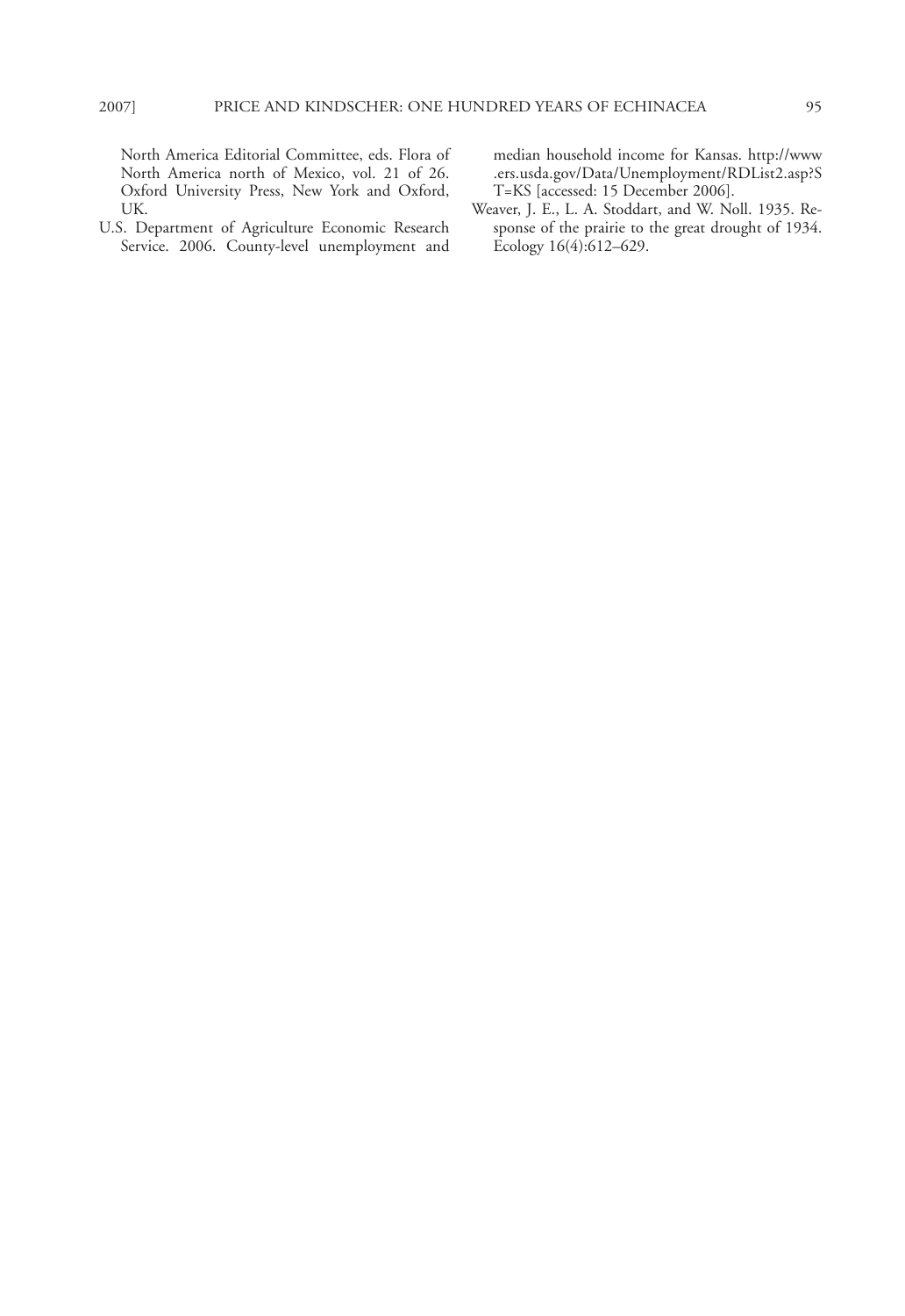North America Editorial Committee, eds. Flora of North America north of Mexico, vol. 21 of 26. Oxford University Press, New York and Oxford, UK.

U.S. Department of Agriculture Economic Research Service. 2006. County-level unemployment and median household income for Kansas. http://www.ers.usda.gov/Data/Unemployment/RDList2.asp?ST=KS [accessed: 15 December 2006].

Weaver, J. E., L. A. Stoddart, and W. Noll. 1935. Response of the prairie to the great drought of 1934. Ecology 16(4):612–629.